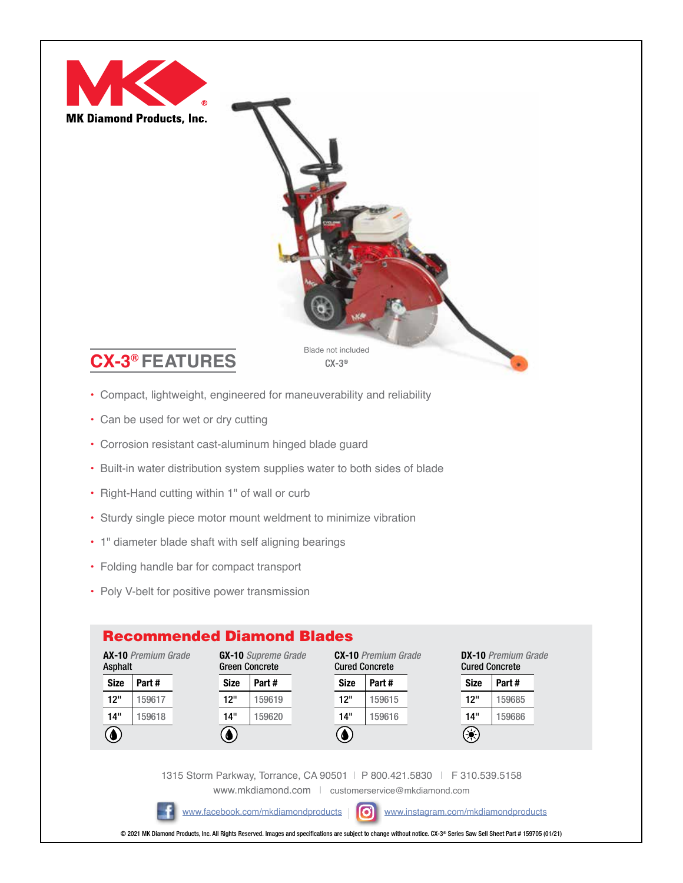MK Diamond Products, Inc.

Blade not included

CX-3®

## CX-3® FEATURES

- Compact, lightweight, engineered for maneuverability and reliability
- Can be used for wet or dry cutting
- Corrosion resistant cast-aluminum hinged blade guard
- Built-in water distribution system supplies water to both sides of blade
- Right-Hand cutting within 1" of wall or curb
- Sturdy single piece motor mount weldment to minimize vibration
- 1" diameter blade shaft with self aligning bearings
- Folding handle bar for compact transport
- Poly V-belt for positive power transmission

## Recommended Diamond Blades

**AX-10** *Premium Grade*
Asphalt

| Size | Part # |
|---|---|
| 12" | 159617 |
| 14" | 159618 |

**GX-10** *Supreme Grade*
Green Concrete

| Size | Part # |
|---|---|
| 12" | 159619 |
| 14" | 159620 |

**CX-10** *Premium Grade*
Cured Concrete

| Size | Part # |
|---|---|
| 12" | 159615 |
| 14" | 159616 |

**DX-10** *Premium Grade*
Cured Concrete

| Size | Part # |
|---|---|
| 12" | 159685 |
| 14" | 159686 |

1315 Storm Parkway, Torrance, CA 90501 | P 800.421.5830 | F 310.539.5158
www.mkdiamond.com | customerservice@mkdiamond.com

www.facebook.com/mkdiamondproducts | www.instagram.com/mkdiamondproducts

© 2021 MK Diamond Products, Inc. All Rights Reserved. Images and specifications are subject to change without notice. CX-3® Series Saw Sell Sheet Part # 159705 (01/21)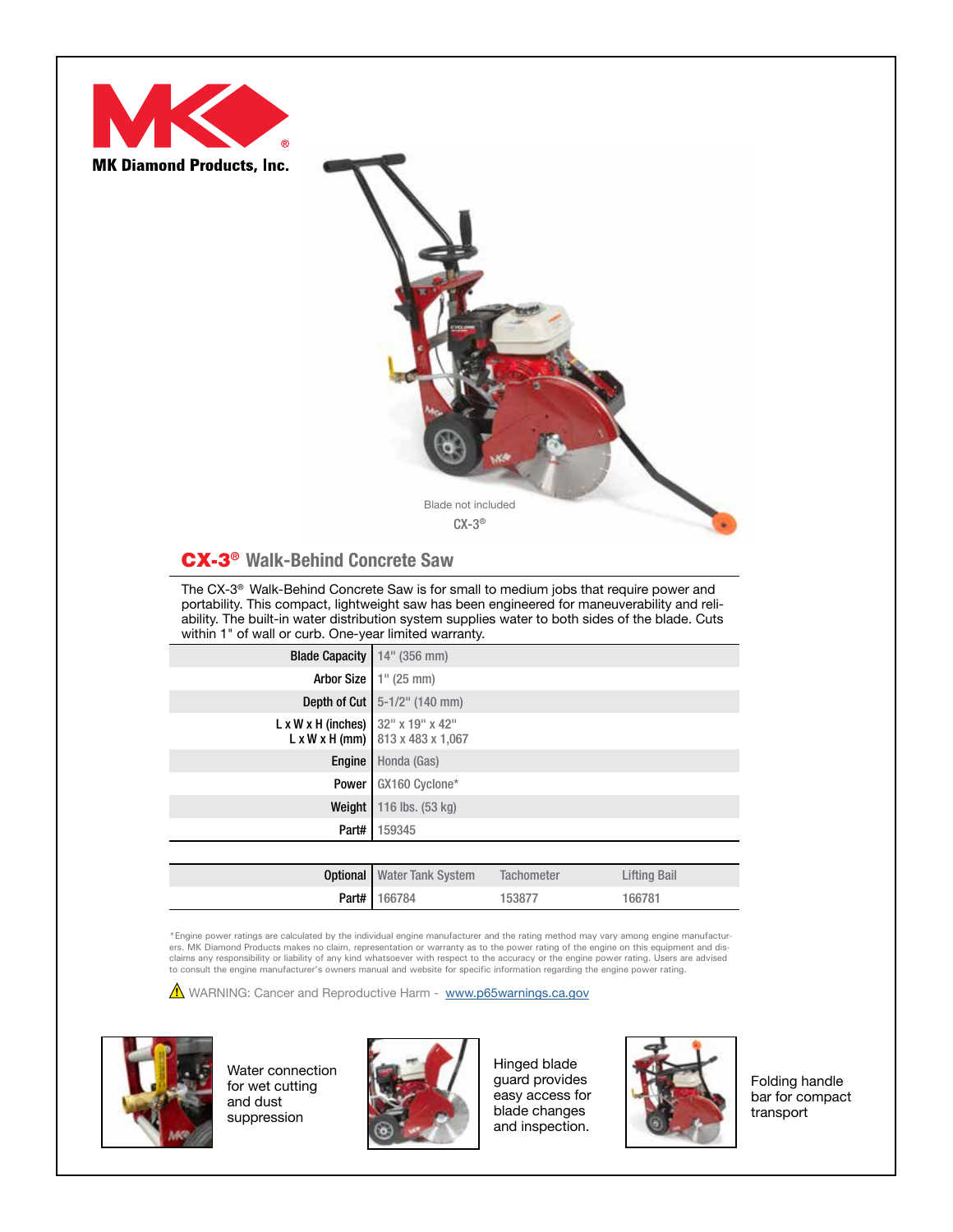MK Diamond Products, Inc.

Blade not included

CX-3®

## CX-3® Walk-Behind Concrete Saw

The CX-3® Walk-Behind Concrete Saw is for small to medium jobs that require power and portability. This compact, lightweight saw has been engineered for maneuverability and reliability. The built-in water distribution system supplies water to both sides of the blade. Cuts within 1" of wall or curb. One-year limited warranty.

| | |
|---|---|
| **Blade Capacity** | 14" (356 mm) |
| **Arbor Size** | 1" (25 mm) |
| **Depth of Cut** | 5-1/2" (140 mm) |
| **L x W x H (inches)**<br>**L x W x H (mm)** | 32" x 19" x 42"<br>813 x 483 x 1,067 |
| **Engine** | Honda (Gas) |
| **Power** | GX160 Cyclone* |
| **Weight** | 116 lbs. (53 kg) |
| **Part#** | 159345 |

| **Optional** | Water Tank System | Tachometer | Lifting Bail |
|---|---|---|---|
| **Part#** | 166784 | 153877 | 166781 |

*Engine power ratings are calculated by the individual engine manufacturer and the rating method may vary among engine manufacturers. MK Diamond Products makes no claim, representation or warranty as to the power rating of the engine on this equipment and disclaims any responsibility or liability of any kind whatsoever with respect to the accuracy or the engine power rating. Users are advised to consult the engine manufacturer's owners manual and website for specific information regarding the engine power rating.

⚠ WARNING: Cancer and Reproductive Harm - www.p65warnings.ca.gov

Water connection for wet cutting and dust suppression

Hinged blade guard provides easy access for blade changes and inspection.

Folding handle bar for compact transport